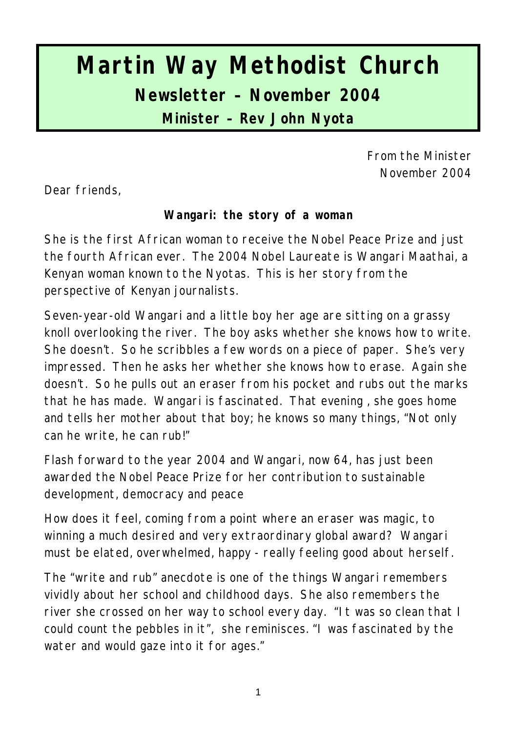# Martin Way Methodist Church

## Newsletter – November 2004

### Minister – Rev John Nyota

From the Minister
November 2004

Dear friends,

**Wangari: the story of a woman**

She is the first African woman to receive the Nobel Peace Prize and just the fourth African ever. The 2004 Nobel Laureate is Wangari Maathai, a Kenyan woman known to the Nyotas. This is her story from the perspective of Kenyan journalists.

Seven-year-old Wangari and a little boy her age are sitting on a grassy knoll overlooking the river. The boy asks whether she knows how to write. She doesn't. So he scribbles a few words on a piece of paper. She's very impressed. Then he asks her whether she knows how to erase. Again she doesn't. So he pulls out an eraser from his pocket and rubs out the marks that he has made. Wangari is fascinated. That evening , she goes home and tells her mother about that boy; he knows so many things, "Not only can he write, he can rub!"

Flash forward to the year 2004 and Wangari, now 64, has just been awarded the Nobel Peace Prize for her contribution to sustainable development, democracy and peace

How does it feel, coming from a point where an eraser was magic, to winning a much desired and very extraordinary global award? Wangari must be elated, overwhelmed, happy - really feeling good about herself.

The "write and rub" anecdote is one of the things Wangari remembers vividly about her school and childhood days. She also remembers the river she crossed on her way to school every day. "It was so clean that I could count the pebbles in it", she reminisces. "I was fascinated by the water and would gaze into it for ages."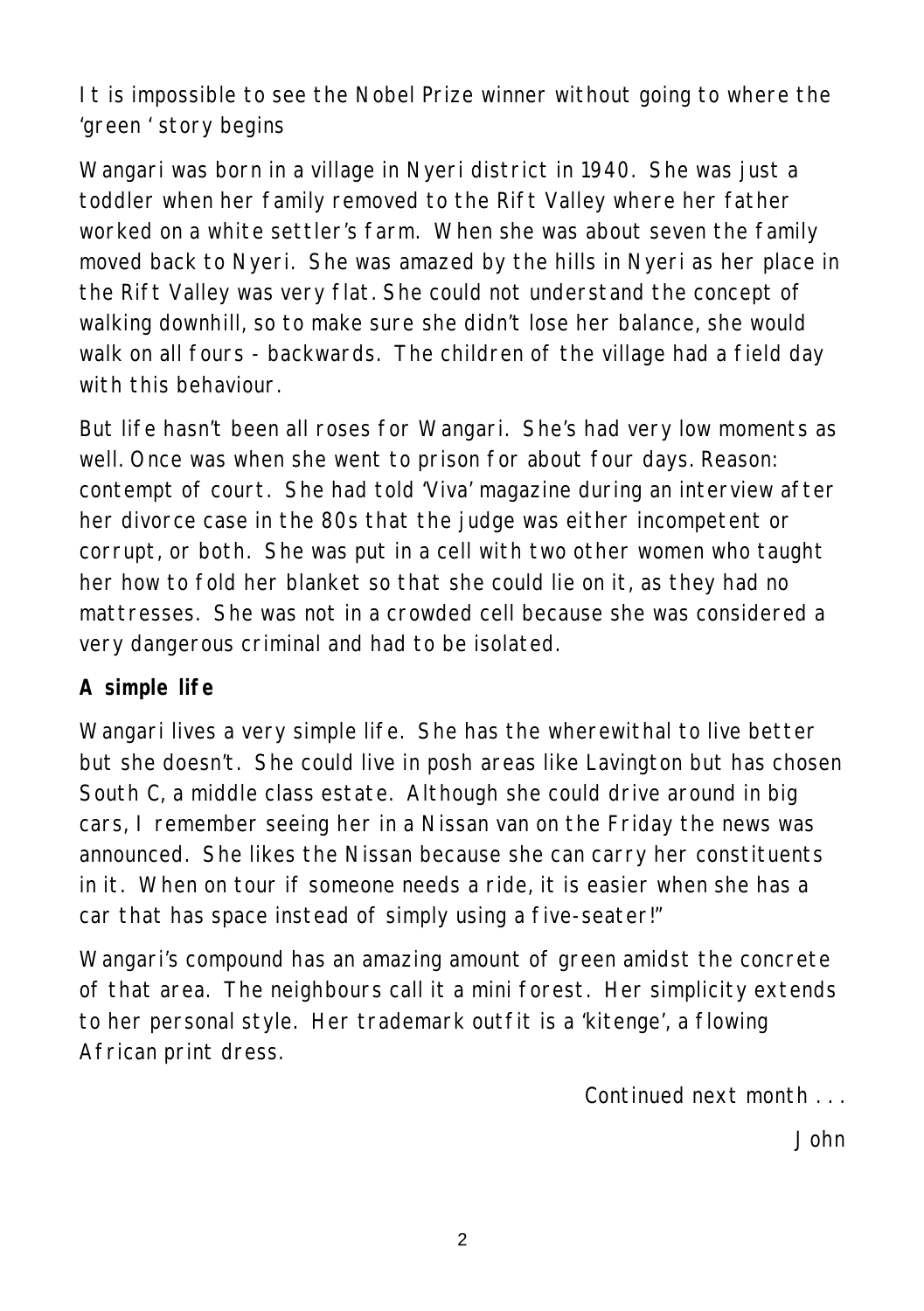It is impossible to see the Nobel Prize winner without going to where the 'green ' story begins

Wangari was born in a village in Nyeri district in 1940. She was just a toddler when her family removed to the Rift Valley where her father worked on a white settler's farm. When she was about seven the family moved back to Nyeri. She was amazed by the hills in Nyeri as her place in the Rift Valley was very flat. She could not understand the concept of walking downhill, so to make sure she didn't lose her balance, she would walk on all fours - backwards. The children of the village had a field day with this behaviour.

But life hasn't been all roses for Wangari. She's had very low moments as well. Once was when she went to prison for about four days. Reason: contempt of court. She had told 'Viva' magazine during an interview after her divorce case in the 80s that the judge was either incompetent or corrupt, or both. She was put in a cell with two other women who taught her how to fold her blanket so that she could lie on it, as they had no mattresses. She was not in a crowded cell because she was considered a very dangerous criminal and had to be isolated.

**A simple life**

Wangari lives a very simple life. She has the wherewithal to live better but she doesn't. She could live in posh areas like Lavington but has chosen South C, a middle class estate. Although she could drive around in big cars, I remember seeing her in a Nissan van on the Friday the news was announced. She likes the Nissan because she can carry her constituents in it. When on tour if someone needs a ride, it is easier when she has a car that has space instead of simply using a five-seater!"

Wangari's compound has an amazing amount of green amidst the concrete of that area. The neighbours call it a mini forest. Her simplicity extends to her personal style. Her trademark outfit is a 'kitenge', a flowing African print dress.

Continued next month . . .

John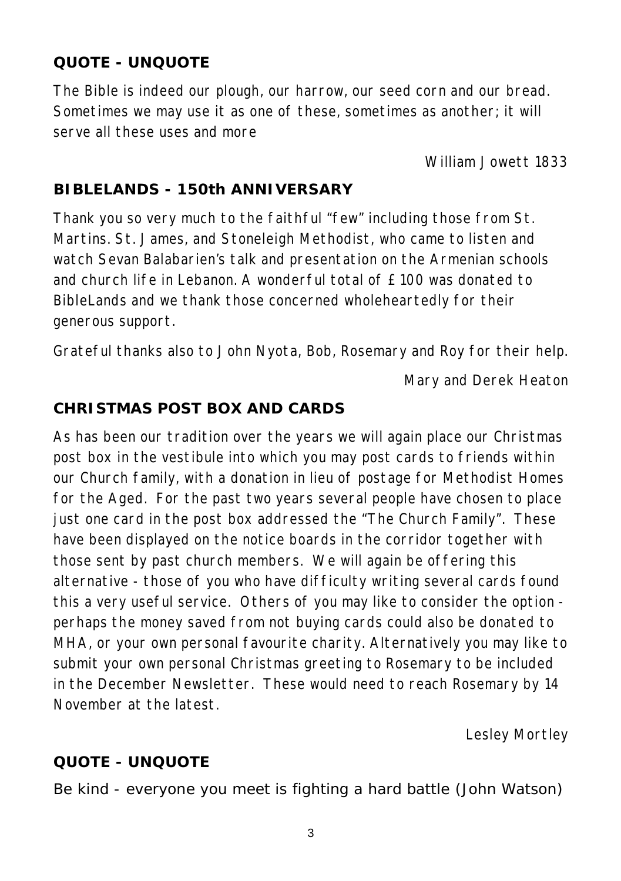## QUOTE - UNQUOTE

The Bible is indeed our plough, our harrow, our seed corn and our bread. Sometimes we may use it as one of these, sometimes as another; it will serve all these uses and more

*William Jowett 1833*

## BIBLELANDS - 150th ANNIVERSARY

Thank you so very much to the faithful "few" including those from St. Martins. St. James, and Stoneleigh Methodist, who came to listen and watch Sevan Balabarien's talk and presentation on the Armenian schools and church life in Lebanon. A wonderful total of £100 was donated to BibleLands and we thank those concerned wholeheartedly for their generous support.

Grateful thanks also to John Nyota, Bob, Rosemary and Roy for their help.

*Mary and Derek Heaton*

## CHRISTMAS POST BOX AND CARDS

As has been our tradition over the years we will again place our Christmas post box in the vestibule into which you may post cards to friends within our Church family, with a donation in lieu of postage for Methodist Homes for the Aged. For the past two years several people have chosen to place just one card in the post box addressed the "The Church Family". These have been displayed on the notice boards in the corridor together with those sent by past church members. We will again be offering this alternative - those of you who have difficulty writing several cards found this a very useful service. Others of you may like to consider the option - perhaps the money saved from not buying cards could also be donated to MHA, or your own personal favourite charity. Alternatively you may like to submit your own personal Christmas greeting to Rosemary to be included in the December Newsletter. These would need to reach Rosemary by 14 November at the latest.

*Lesley Mortley*

## QUOTE - UNQUOTE

Be kind - everyone you meet is fighting a hard battle (John Watson)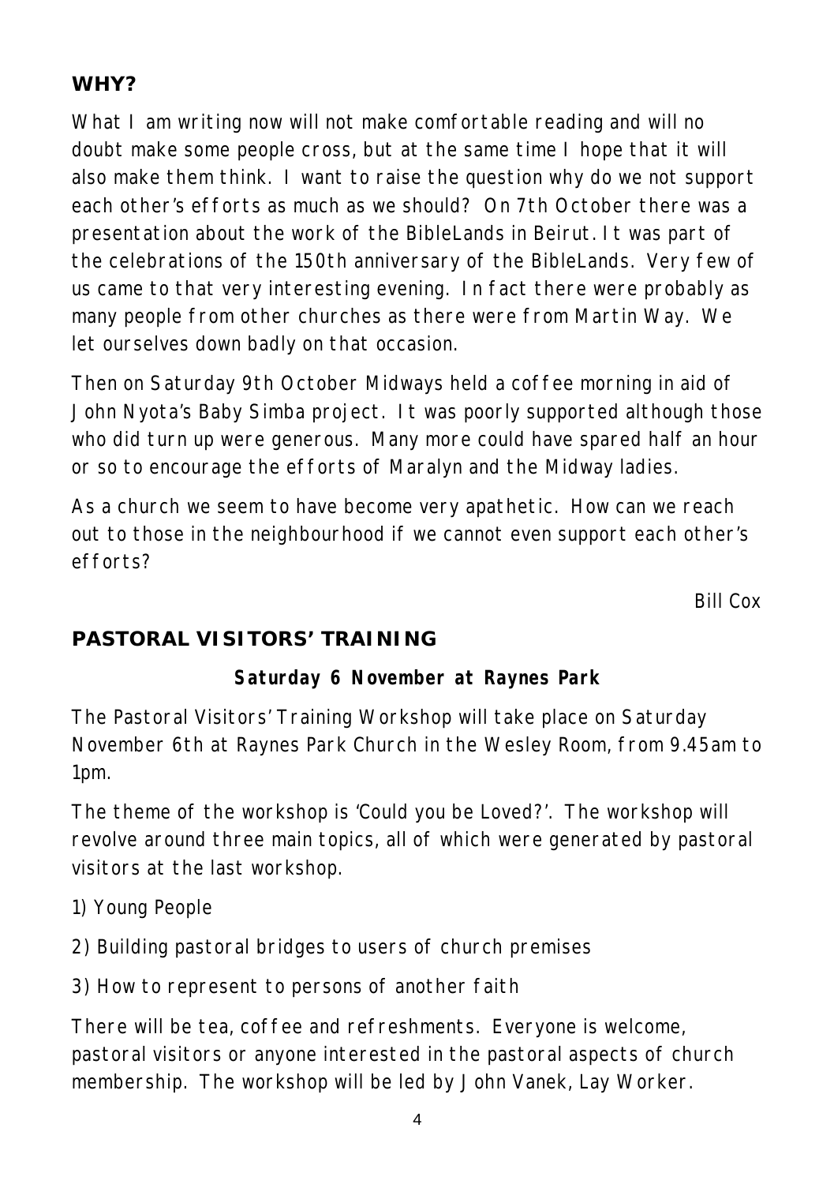## WHY?

What I am writing now will not make comfortable reading and will no doubt make some people cross, but at the same time I hope that it will also make them think. I want to raise the question why do we not support each other's efforts as much as we should? On 7th October there was a presentation about the work of the BibleLands in Beirut. It was part of the celebrations of the 150th anniversary of the BibleLands. Very few of us came to that very interesting evening. In fact there were probably as many people from other churches as there were from Martin Way. We let ourselves down badly on that occasion.

Then on Saturday 9th October Midways held a coffee morning in aid of John Nyota's Baby Simba project. It was poorly supported although those who did turn up were generous. Many more could have spared half an hour or so to encourage the efforts of Maralyn and the Midway ladies.

As a church we seem to have become very apathetic. How can we reach out to those in the neighbourhood if we cannot even support each other's efforts?

*Bill Cox*

## PASTORAL VISITORS' TRAINING

**Saturday 6 November at Raynes Park**

The Pastoral Visitors' Training Workshop will take place on Saturday November 6th at Raynes Park Church in the Wesley Room, from 9.45am to 1pm.

The theme of the workshop is 'Could you be Loved?'. The workshop will revolve around three main topics, all of which were generated by pastoral visitors at the last workshop.

1) Young People

2) Building pastoral bridges to users of church premises

3) How to represent to persons of another faith

There will be tea, coffee and refreshments. Everyone is welcome, pastoral visitors or anyone interested in the pastoral aspects of church membership. The workshop will be led by John Vanek, Lay Worker.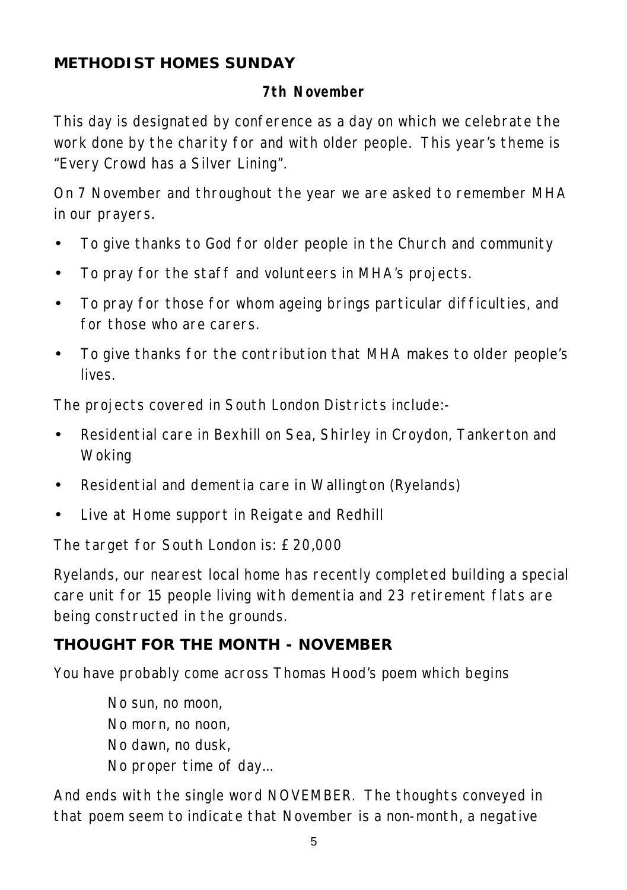## METHODIST HOMES SUNDAY

**7th November**

This day is designated by conference as a day on which we celebrate the work done by the charity for and with older people. This year's theme is "Every Crowd has a Silver Lining".

On 7 November and throughout the year we are asked to remember MHA in our prayers.

- To give thanks to God for older people in the Church and community
- To pray for the staff and volunteers in MHA's projects.
- To pray for those for whom ageing brings particular difficulties, and for those who are carers.
- To give thanks for the contribution that MHA makes to older people's lives.

The projects covered in South London Districts include:-

- Residential care in Bexhill on Sea, Shirley in Croydon, Tankerton and Woking
- Residential and dementia care in Wallington (Ryelands)
- Live at Home support in Reigate and Redhill

The target for South London is: £20,000

Ryelands, our nearest local home has recently completed building a special care unit for 15 people living with dementia and 23 retirement flats are being constructed in the grounds.

## THOUGHT FOR THE MONTH - NOVEMBER

You have probably come across Thomas Hood's poem which begins

> No sun, no moon,
> No morn, no noon,
> No dawn, no dusk,
> No proper time of day…

And ends with the single word NOVEMBER. The thoughts conveyed in that poem seem to indicate that November is a non-month, a negative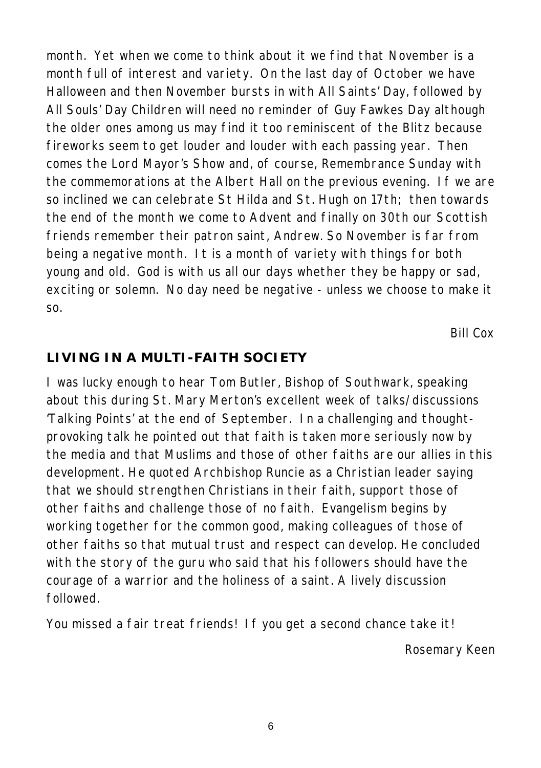month. Yet when we come to think about it we find that November is a month full of interest and variety. On the last day of October we have Halloween and then November bursts in with All Saints' Day, followed by All Souls' Day Children will need no reminder of Guy Fawkes Day although the older ones among us may find it too reminiscent of the Blitz because fireworks seem to get louder and louder with each passing year. Then comes the Lord Mayor's Show and, of course, Remembrance Sunday with the commemorations at the Albert Hall on the previous evening. If we are so inclined we can celebrate St Hilda and St. Hugh on 17th; then towards the end of the month we come to Advent and finally on 30th our Scottish friends remember their patron saint, Andrew. So November is far from being a negative month. It is a month of variety with things for both young and old. God is with us all our days whether they be happy or sad, exciting or solemn. No day need be negative - unless we choose to make it so.

Bill Cox

## LIVING IN A MULTI-FAITH SOCIETY

I was lucky enough to hear Tom Butler, Bishop of Southwark, speaking about this during St. Mary Merton's excellent week of talks/discussions 'Talking Points' at the end of September. In a challenging and thought-provoking talk he pointed out that faith is taken more seriously now by the media and that Muslims and those of other faiths are our allies in this development. He quoted Archbishop Runcie as a Christian leader saying that we should strengthen Christians in their faith, support those of other faiths and challenge those of no faith. Evangelism begins by working together for the common good, making colleagues of those of other faiths so that mutual trust and respect can develop. He concluded with the story of the guru who said that his followers should have the courage of a warrior and the holiness of a saint. A lively discussion followed.

You missed a fair treat friends! If you get a second chance take it!

Rosemary Keen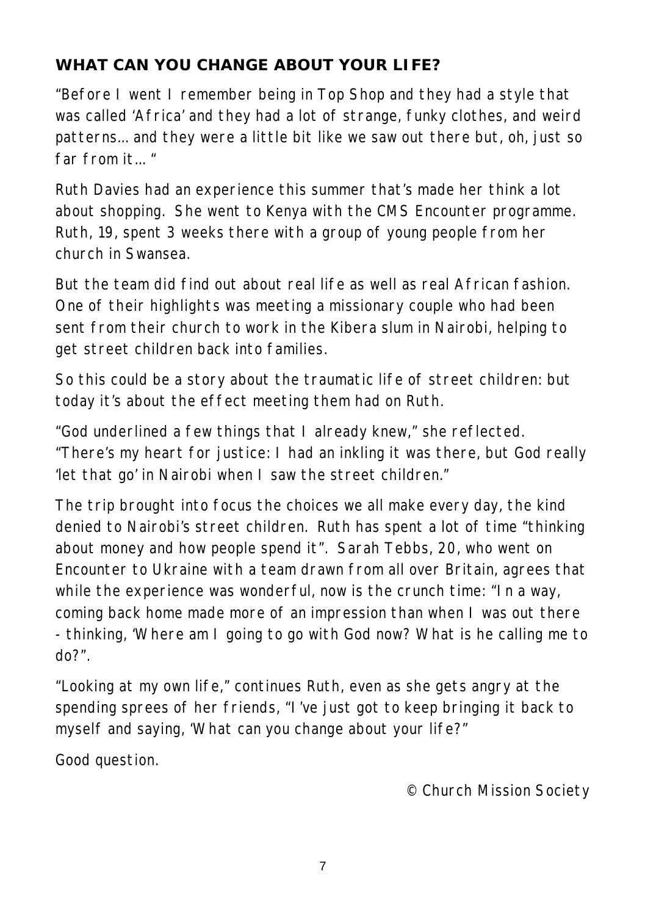## WHAT CAN YOU CHANGE ABOUT YOUR LIFE?

"Before I went I remember being in Top Shop and they had a style that was called 'Africa' and they had a lot of strange, funky clothes, and weird patterns… and they were a little bit like we saw out there but, oh, just so far from it… "

Ruth Davies had an experience this summer that's made her think a lot about shopping. She went to Kenya with the CMS Encounter programme. Ruth, 19, spent 3 weeks there with a group of young people from her church in Swansea.

But the team did find out about real life as well as real African fashion. One of their highlights was meeting a missionary couple who had been sent from their church to work in the Kibera slum in Nairobi, helping to get street children back into families.

So this could be a story about the traumatic life of street children: but today it's about the effect meeting them had on Ruth.

"God underlined a few things that I already knew," she reflected. "There's my heart for justice: I had an inkling it was there, but God really 'let that go' in Nairobi when I saw the street children."

The trip brought into focus the choices we all make every day, the kind denied to Nairobi's street children. Ruth has spent a lot of time "thinking about money and how people spend it". Sarah Tebbs, 20, who went on Encounter to Ukraine with a team drawn from all over Britain, agrees that while the experience was wonderful, now is the crunch time: "In a way, coming back home made more of an impression than when I was out there - thinking, 'Where am I going to go with God now? What is he calling me to do?".

"Looking at my own life," continues Ruth, even as she gets angry at the spending sprees of her friends, "I've just got to keep bringing it back to myself and saying, 'What can you change about your life?"

Good question.

© Church Mission Society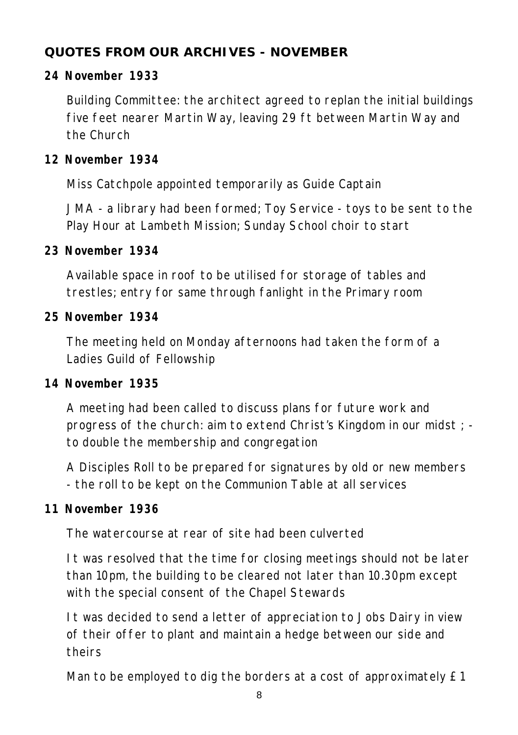## QUOTES FROM OUR ARCHIVES - NOVEMBER

**24 November 1933**

Building Committee: the architect agreed to replan the initial buildings five feet nearer Martin Way, leaving 29 ft between Martin Way and the Church

**12 November 1934**

Miss Catchpole appointed temporarily as Guide Captain

JMA - a library had been formed; Toy Service - toys to be sent to the Play Hour at Lambeth Mission; Sunday School choir to start

**23 November 1934**

Available space in roof to be utilised for storage of tables and trestles; entry for same through fanlight in the Primary room

**25 November 1934**

The meeting held on Monday afternoons had taken the form of a Ladies Guild of Fellowship

**14 November 1935**

A meeting had been called to discuss plans for future work and progress of the church: aim to extend Christ's Kingdom in our midst ; - to double the membership and congregation

A Disciples Roll to be prepared for signatures by old or new members - the roll to be kept on the Communion Table at all services

**11 November 1936**

The watercourse at rear of site had been culverted

It was resolved that the time for closing meetings should not be later than 10pm, the building to be cleared not later than 10.30pm except with the special consent of the Chapel Stewards

It was decided to send a letter of appreciation to Jobs Dairy in view of their offer to plant and maintain a hedge between our side and theirs

Man to be employed to dig the borders at a cost of approximately £1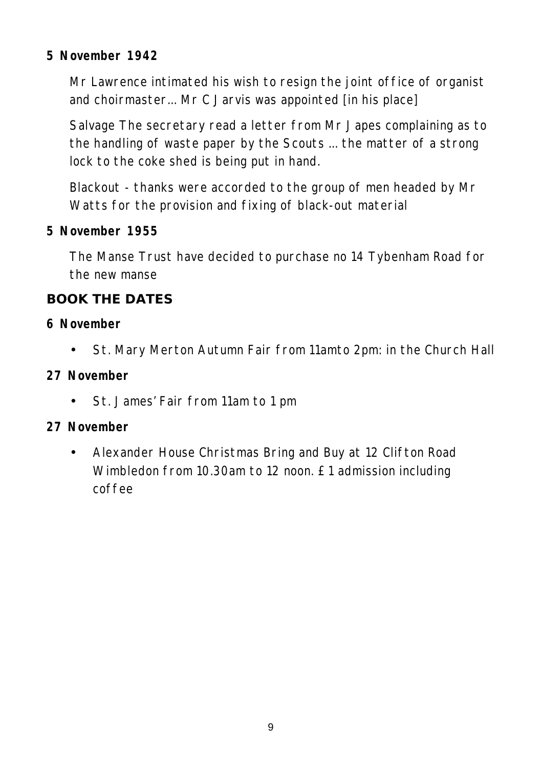**5 November 1942**

Mr Lawrence intimated his wish to resign the joint office of organist and choirmaster… Mr C Jarvis was appointed [in his place]

Salvage The secretary read a letter from Mr Japes complaining as to the handling of waste paper by the Scouts … the matter of a strong lock to the coke shed is being put in hand.

Blackout - thanks were accorded to the group of men headed by Mr Watts for the provision and fixing of black-out material

**5 November 1955**

The Manse Trust have decided to purchase no 14 Tybenham Road for the new manse

## BOOK THE DATES

**6 November**

- St. Mary Merton Autumn Fair from 11amto 2pm: in the Church Hall

**27 November**

- St. James' Fair from 11am to 1 pm

**27 November**

- Alexander House Christmas Bring and Buy at 12 Clifton Road Wimbledon from 10.30am to 12 noon. £1 admission including coffee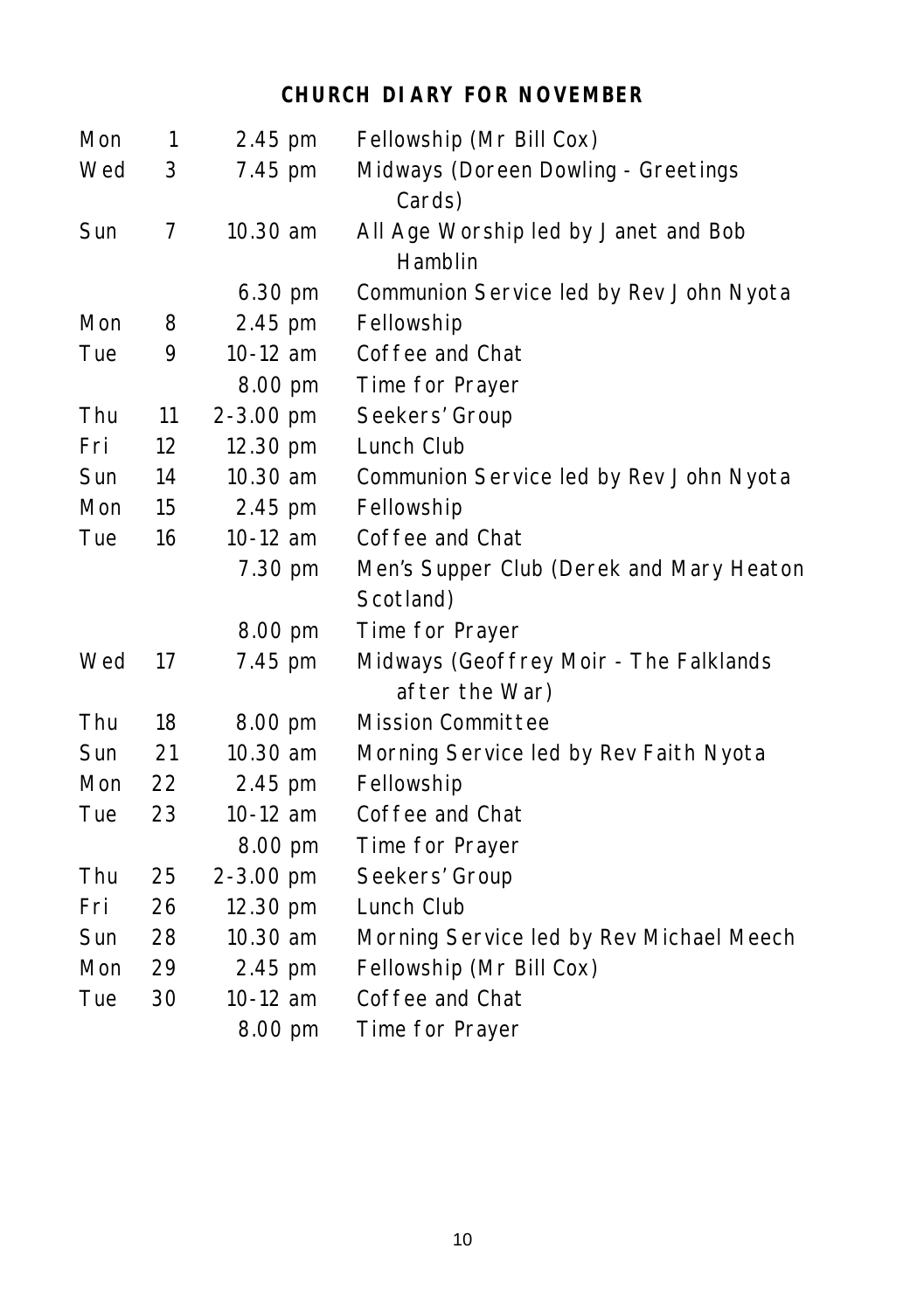**CHURCH DIARY FOR NOVEMBER**

| | | | |
|---|---|---|---|
| Mon | 1 | 2.45 pm | Fellowship (Mr Bill Cox) |
| Wed | 3 | 7.45 pm | Midways (Doreen Dowling - Greetings Cards) |
| Sun | 7 | 10.30 am | All Age Worship led by Janet and Bob Hamblin |
| | | 6.30 pm | Communion Service led by Rev John Nyota |
| Mon | 8 | 2.45 pm | Fellowship |
| Tue | 9 | 10-12 am | Coffee and Chat |
| | | 8.00 pm | Time for Prayer |
| Thu | 11 | 2-3.00 pm | Seekers' Group |
| Fri | 12 | 12.30 pm | Lunch Club |
| Sun | 14 | 10.30 am | Communion Service led by Rev John Nyota |
| Mon | 15 | 2.45 pm | Fellowship |
| Tue | 16 | 10-12 am | Coffee and Chat |
| | | 7.30 pm | Men's Supper Club (Derek and Mary Heaton Scotland) |
| | | 8.00 pm | Time for Prayer |
| Wed | 17 | 7.45 pm | Midways (Geoffrey Moir - The Falklands after the War) |
| Thu | 18 | 8.00 pm | Mission Committee |
| Sun | 21 | 10.30 am | Morning Service led by Rev Faith Nyota |
| Mon | 22 | 2.45 pm | Fellowship |
| Tue | 23 | 10-12 am | Coffee and Chat |
| | | 8.00 pm | Time for Prayer |
| Thu | 25 | 2-3.00 pm | Seekers' Group |
| Fri | 26 | 12.30 pm | Lunch Club |
| Sun | 28 | 10.30 am | Morning Service led by Rev Michael Meech |
| Mon | 29 | 2.45 pm | Fellowship (Mr Bill Cox) |
| Tue | 30 | 10-12 am | Coffee and Chat |
| | | 8.00 pm | Time for Prayer |